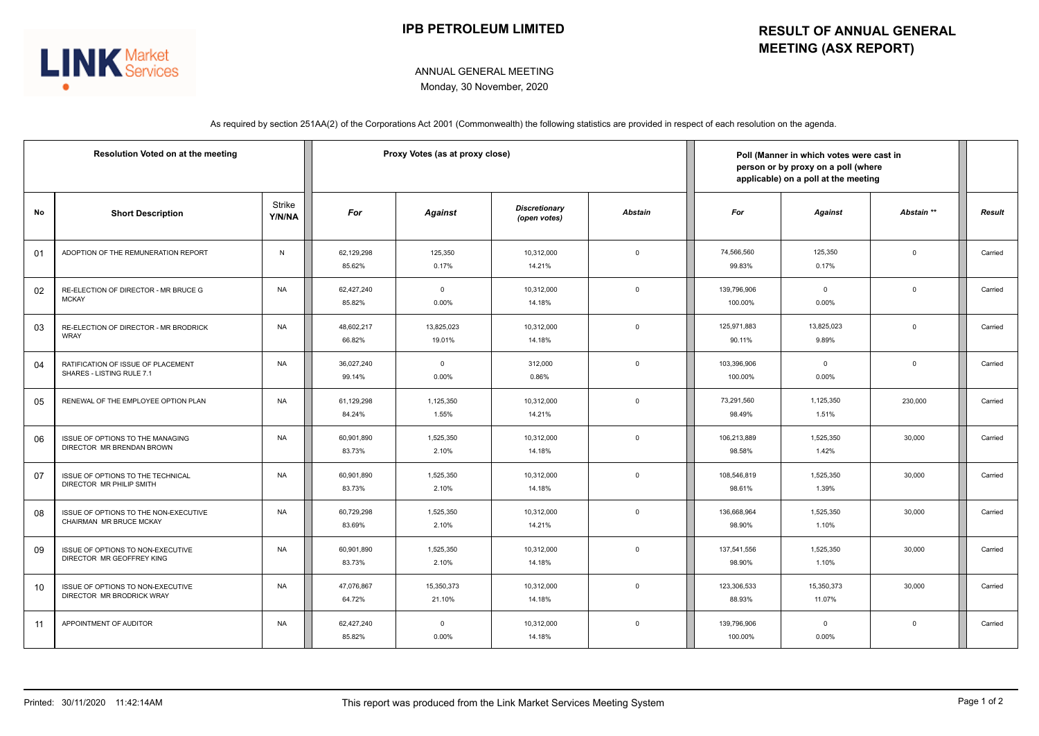# IPB PETROLEUM LIMITED

## RESULT OF ANNUAL GENERAL MEETING (ASX REPORT)

ANNUAL GENERAL MEETING

Monday, 30 November, 2020

As required by section 251AA(2) of the Corporations Act 2001 (Commonwealth) the following statistics are provided in respect of each resolution on the agenda.

| Resolution Voted on at the meeting | | | Proxy Votes (as at proxy close) | | | | Poll (Manner in which votes were cast in person or by proxy on a poll (where applicable) on a poll at the meeting | | | |
|---|---|---|---|---|---|---|---|---|---|---|
| No | Short Description | Strike Y/N/NA | *For* | *Against* | *Discretionary (open votes)* | *Abstain* | *For* | *Against* | *Abstain \*\** | *Result* |
| 01 | ADOPTION OF THE REMUNERATION REPORT | N | 62,129,298<br>85.62% | 125,350<br>0.17% | 10,312,000<br>14.21% | 0 | 74,566,560<br>99.83% | 125,350<br>0.17% | 0 | Carried |
| 02 | RE-ELECTION OF DIRECTOR - MR BRUCE G MCKAY | NA | 62,427,240<br>85.82% | 0<br>0.00% | 10,312,000<br>14.18% | 0 | 139,796,906<br>100.00% | 0<br>0.00% | 0 | Carried |
| 03 | RE-ELECTION OF DIRECTOR - MR BRODRICK WRAY | NA | 48,602,217<br>66.82% | 13,825,023<br>19.01% | 10,312,000<br>14.18% | 0 | 125,971,883<br>90.11% | 13,825,023<br>9.89% | 0 | Carried |
| 04 | RATIFICATION OF ISSUE OF PLACEMENT SHARES - LISTING RULE 7.1 | NA | 36,027,240<br>99.14% | 0<br>0.00% | 312,000<br>0.86% | 0 | 103,396,906<br>100.00% | 0<br>0.00% | 0 | Carried |
| 05 | RENEWAL OF THE EMPLOYEE OPTION PLAN | NA | 61,129,298<br>84.24% | 1,125,350<br>1.55% | 10,312,000<br>14.21% | 0 | 73,291,560<br>98.49% | 1,125,350<br>1.51% | 230,000 | Carried |
| 06 | ISSUE OF OPTIONS TO THE MANAGING DIRECTOR MR BRENDAN BROWN | NA | 60,901,890<br>83.73% | 1,525,350<br>2.10% | 10,312,000<br>14.18% | 0 | 106,213,889<br>98.58% | 1,525,350<br>1.42% | 30,000 | Carried |
| 07 | ISSUE OF OPTIONS TO THE TECHNICAL DIRECTOR MR PHILIP SMITH | NA | 60,901,890<br>83.73% | 1,525,350<br>2.10% | 10,312,000<br>14.18% | 0 | 108,546,819<br>98.61% | 1,525,350<br>1.39% | 30,000 | Carried |
| 08 | ISSUE OF OPTIONS TO THE NON-EXECUTIVE CHAIRMAN MR BRUCE MCKAY | NA | 60,729,298<br>83.69% | 1,525,350<br>2.10% | 10,312,000<br>14.21% | 0 | 136,668,964<br>98.90% | 1,525,350<br>1.10% | 30,000 | Carried |
| 09 | ISSUE OF OPTIONS TO NON-EXECUTIVE DIRECTOR MR GEOFFREY KING | NA | 60,901,890<br>83.73% | 1,525,350<br>2.10% | 10,312,000<br>14.18% | 0 | 137,541,556<br>98.90% | 1,525,350<br>1.10% | 30,000 | Carried |
| 10 | ISSUE OF OPTIONS TO NON-EXECUTIVE DIRECTOR MR BRODRICK WRAY | NA | 47,076,867<br>64.72% | 15,350,373<br>21.10% | 10,312,000<br>14.18% | 0 | 123,306,533<br>88.93% | 15,350,373<br>11.07% | 30,000 | Carried |
| 11 | APPOINTMENT OF AUDITOR | NA | 62,427,240<br>85.82% | 0<br>0.00% | 10,312,000<br>14.18% | 0 | 139,796,906<br>100.00% | 0<br>0.00% | 0 | Carried |

Printed: 30/11/2020 11:42:14AM

This report was produced from the Link Market Services Meeting System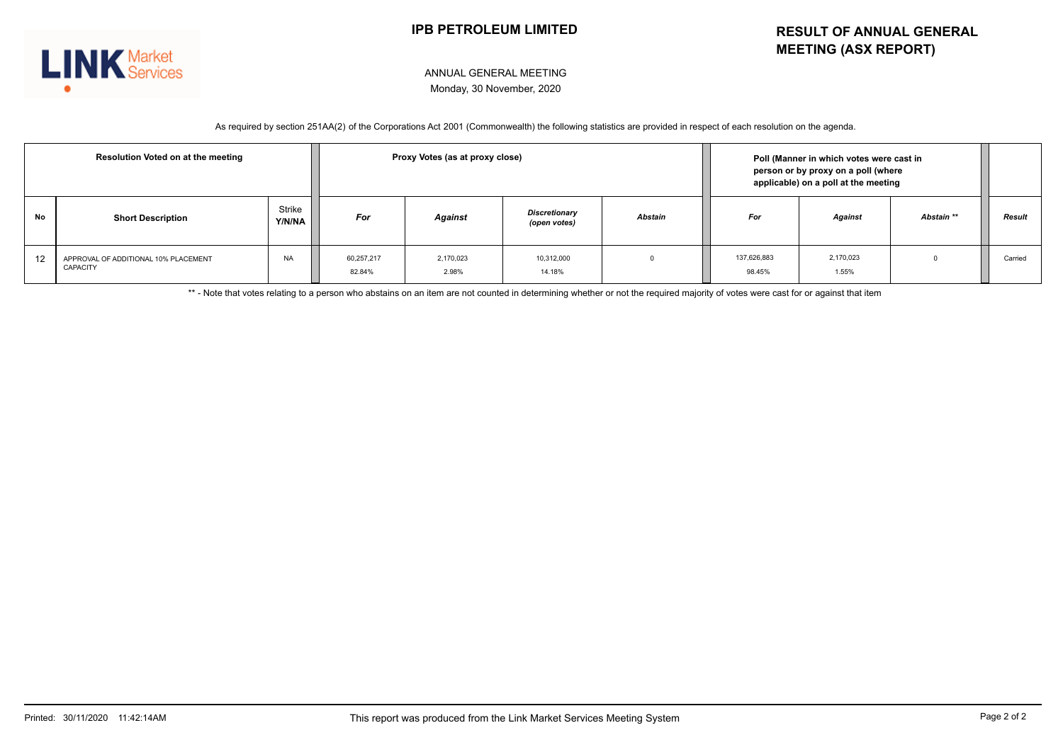**IPB PETROLEUM LIMITED**

**RESULT OF ANNUAL GENERAL MEETING (ASX REPORT)**

ANNUAL GENERAL MEETING
Monday, 30 November, 2020

As required by section 251AA(2) of the Corporations Act 2001 (Commonwealth) the following statistics are provided in respect of each resolution on the agenda.

| Resolution Voted on at the meeting | | | Proxy Votes (as at proxy close) | | | | Poll (Manner in which votes were cast in person or by proxy on a poll (where applicable) on a poll at the meeting | | | |
|---|---|---|---|---|---|---|---|---|---|---|
| **No** | **Short Description** | Strike **Y/N/NA** | ***For*** | ***Against*** | ***Discretionary (open votes)*** | ***Abstain*** | ***For*** | ***Against*** | ***Abstain \*\**** | ***Result*** |
| 12 | APPROVAL OF ADDITIONAL 10% PLACEMENT CAPACITY | NA | 60,257,217 82.84% | 2,170,023 2.98% | 10,312,000 14.18% | 0 | 137,626,883 98.45% | 2,170,023 1.55% | 0 | Carried |

** - Note that votes relating to a person who abstains on an item are not counted in determining whether or not the required majority of votes were cast for or against that item

Printed: 30/11/2020 11:42:14AM

This report was produced from the Link Market Services Meeting System